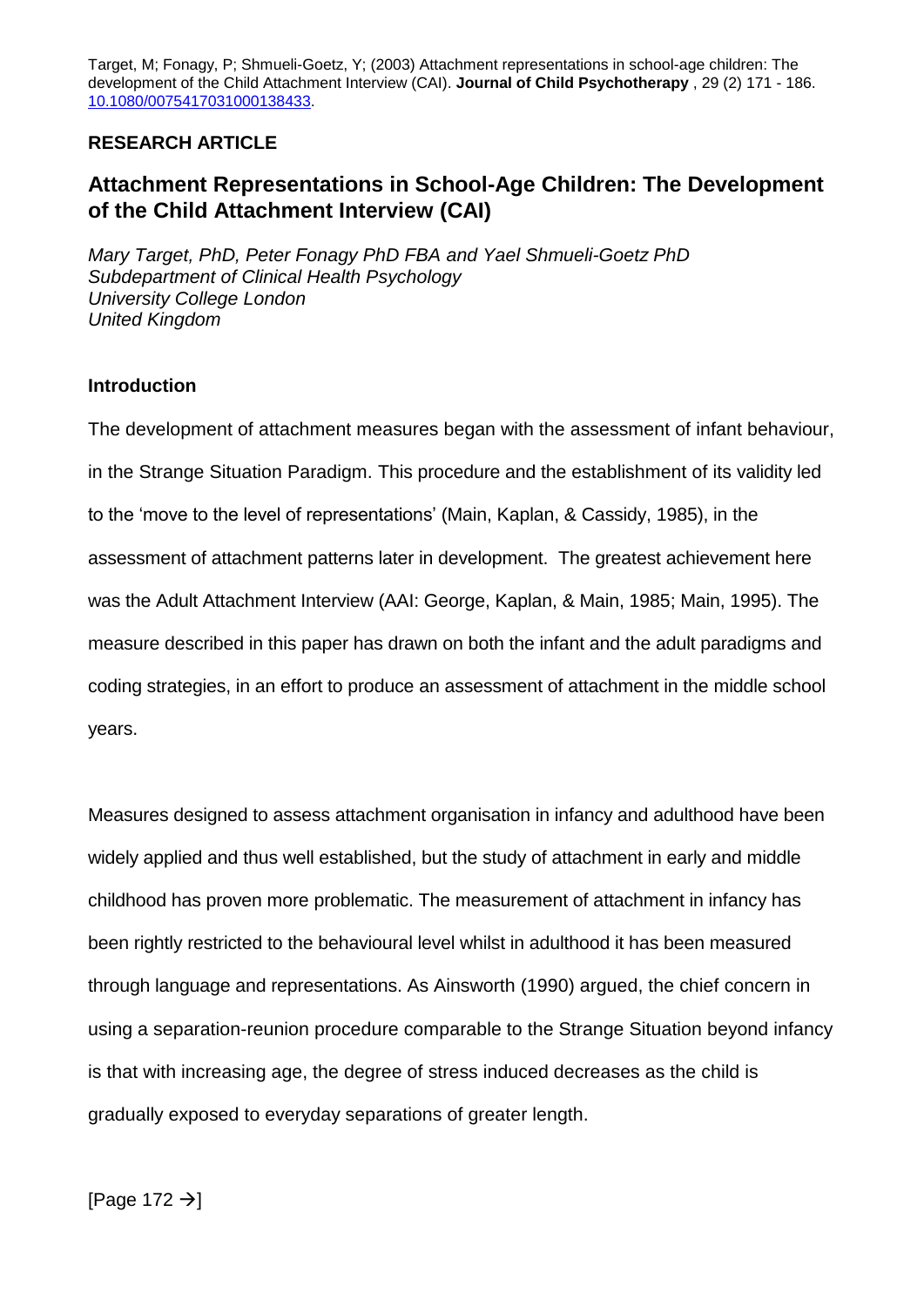Target, M; Fonagy, P; Shmueli-Goetz, Y; (2003) Attachment representations in school-age children: The development of the Child Attachment Interview (CAI). **Journal of Child Psychotherapy** , 29 (2) 171 - 186. 10.1080/0075417031000138433.

**RESEARCH ARTICLE**

# Attachment Representations in School-Age Children: The Development of the Child Attachment Interview (CAI)

*Mary Target, PhD, Peter Fonagy PhD FBA and Yael Shmueli-Goetz PhD*
*Subdepartment of Clinical Health Psychology*
*University College London*
*United Kingdom*

## Introduction

The development of attachment measures began with the assessment of infant behaviour, in the Strange Situation Paradigm. This procedure and the establishment of its validity led to the 'move to the level of representations' (Main, Kaplan, & Cassidy, 1985), in the assessment of attachment patterns later in development. The greatest achievement here was the Adult Attachment Interview (AAI: George, Kaplan, & Main, 1985; Main, 1995). The measure described in this paper has drawn on both the infant and the adult paradigms and coding strategies, in an effort to produce an assessment of attachment in the middle school years.

Measures designed to assess attachment organisation in infancy and adulthood have been widely applied and thus well established, but the study of attachment in early and middle childhood has proven more problematic. The measurement of attachment in infancy has been rightly restricted to the behavioural level whilst in adulthood it has been measured through language and representations. As Ainsworth (1990) argued, the chief concern in using a separation-reunion procedure comparable to the Strange Situation beyond infancy is that with increasing age, the degree of stress induced decreases as the child is gradually exposed to everyday separations of greater length.

[Page 172 →]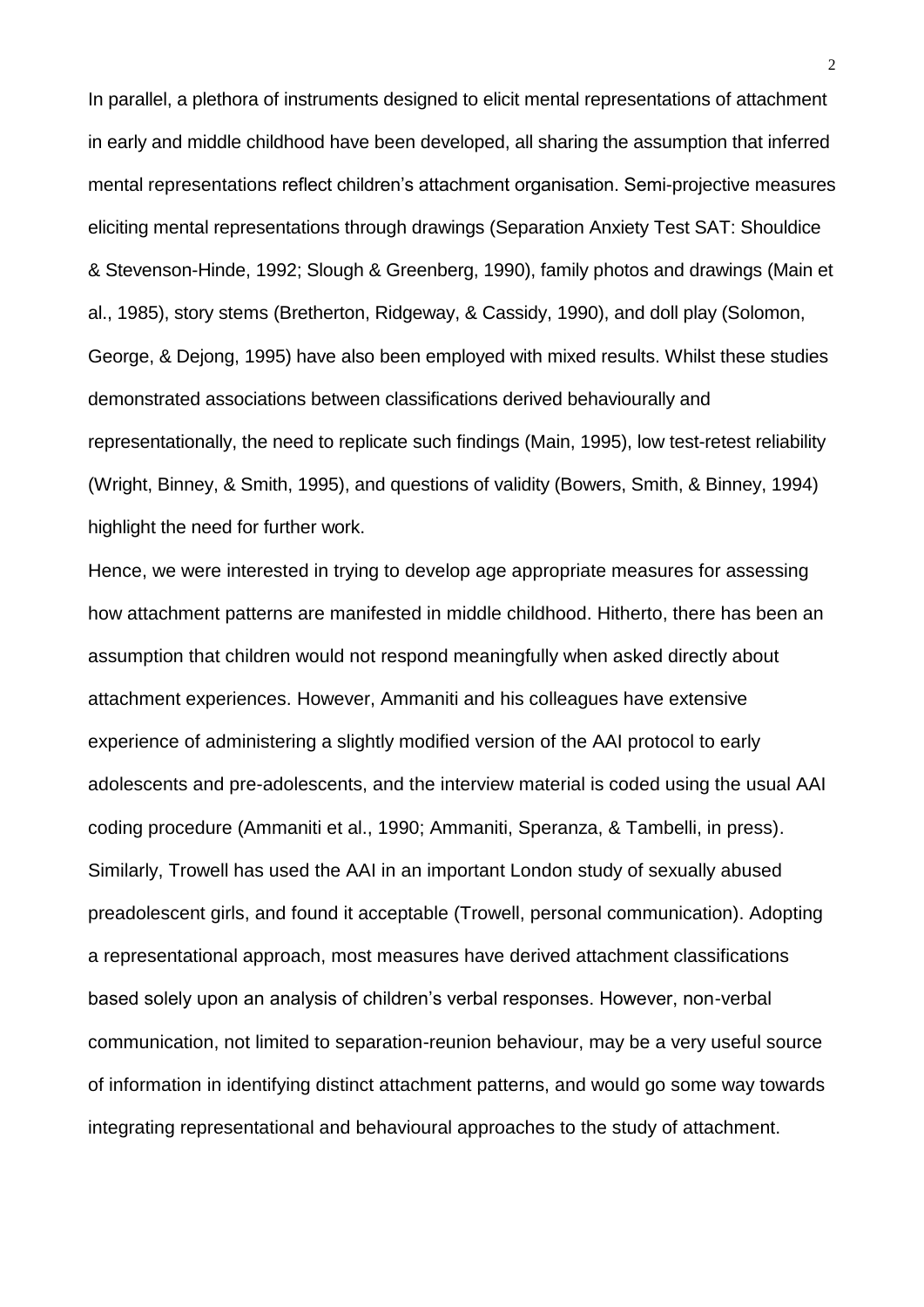In parallel, a plethora of instruments designed to elicit mental representations of attachment in early and middle childhood have been developed, all sharing the assumption that inferred mental representations reflect children's attachment organisation. Semi-projective measures eliciting mental representations through drawings (Separation Anxiety Test SAT: Shouldice & Stevenson-Hinde, 1992; Slough & Greenberg, 1990), family photos and drawings (Main et al., 1985), story stems (Bretherton, Ridgeway, & Cassidy, 1990), and doll play (Solomon, George, & Dejong, 1995) have also been employed with mixed results. Whilst these studies demonstrated associations between classifications derived behaviourally and representationally, the need to replicate such findings (Main, 1995), low test-retest reliability (Wright, Binney, & Smith, 1995), and questions of validity (Bowers, Smith, & Binney, 1994) highlight the need for further work.

Hence, we were interested in trying to develop age appropriate measures for assessing how attachment patterns are manifested in middle childhood. Hitherto, there has been an assumption that children would not respond meaningfully when asked directly about attachment experiences. However, Ammaniti and his colleagues have extensive experience of administering a slightly modified version of the AAI protocol to early adolescents and pre-adolescents, and the interview material is coded using the usual AAI coding procedure (Ammaniti et al., 1990; Ammaniti, Speranza, & Tambelli, in press). Similarly, Trowell has used the AAI in an important London study of sexually abused preadolescent girls, and found it acceptable (Trowell, personal communication). Adopting a representational approach, most measures have derived attachment classifications based solely upon an analysis of children's verbal responses. However, non-verbal communication, not limited to separation-reunion behaviour, may be a very useful source of information in identifying distinct attachment patterns, and would go some way towards integrating representational and behavioural approaches to the study of attachment.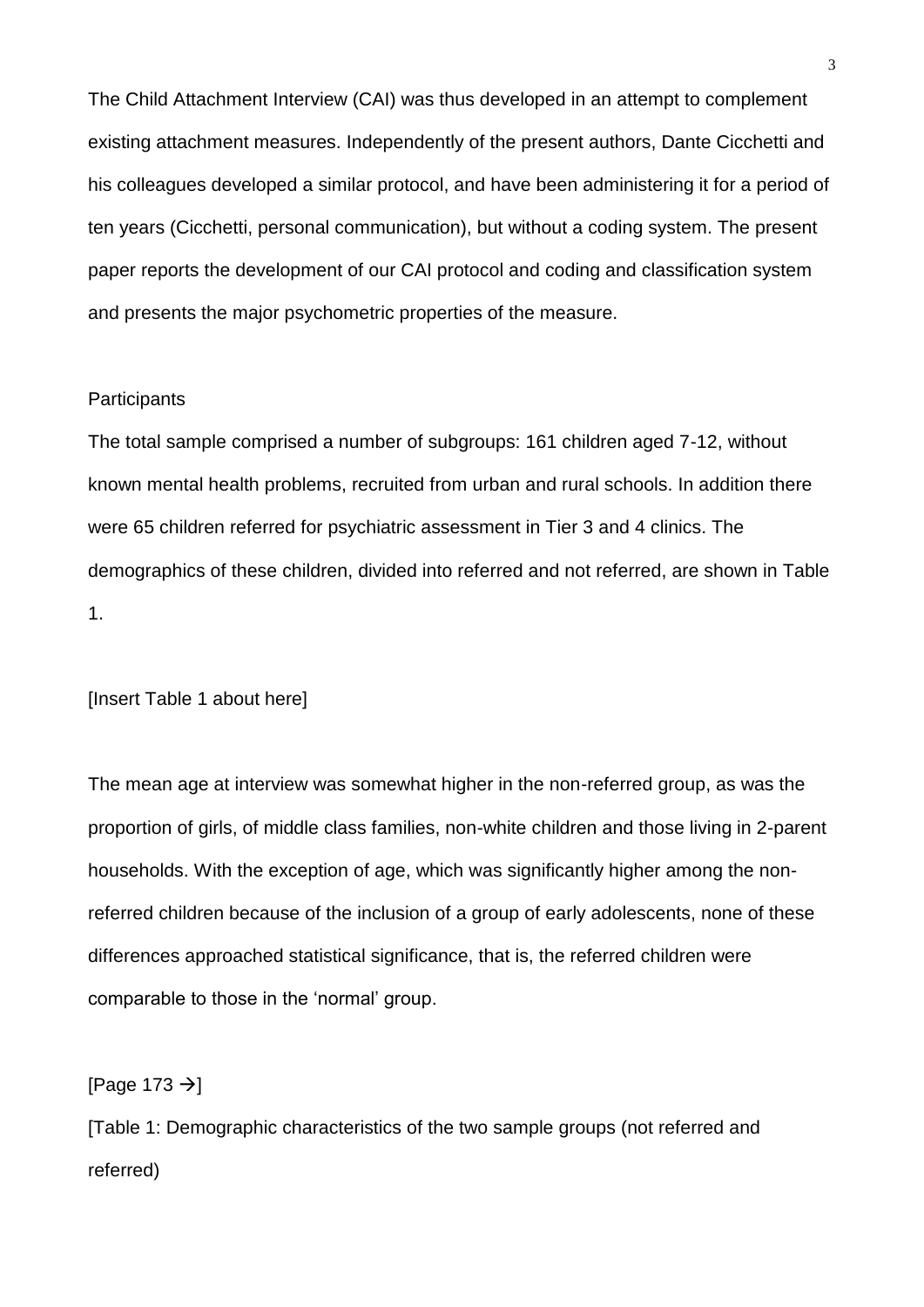The Child Attachment Interview (CAI) was thus developed in an attempt to complement existing attachment measures. Independently of the present authors, Dante Cicchetti and his colleagues developed a similar protocol, and have been administering it for a period of ten years (Cicchetti, personal communication), but without a coding system. The present paper reports the development of our CAI protocol and coding and classification system and presents the major psychometric properties of the measure.

Participants

The total sample comprised a number of subgroups: 161 children aged 7-12, without known mental health problems, recruited from urban and rural schools. In addition there were 65 children referred for psychiatric assessment in Tier 3 and 4 clinics. The demographics of these children, divided into referred and not referred, are shown in Table 1.

[Insert Table 1 about here]

The mean age at interview was somewhat higher in the non-referred group, as was the proportion of girls, of middle class families, non-white children and those living in 2-parent households. With the exception of age, which was significantly higher among the non-referred children because of the inclusion of a group of early adolescents, none of these differences approached statistical significance, that is, the referred children were comparable to those in the 'normal' group.

[Page 173 →]

[Table 1: Demographic characteristics of the two sample groups (not referred and referred)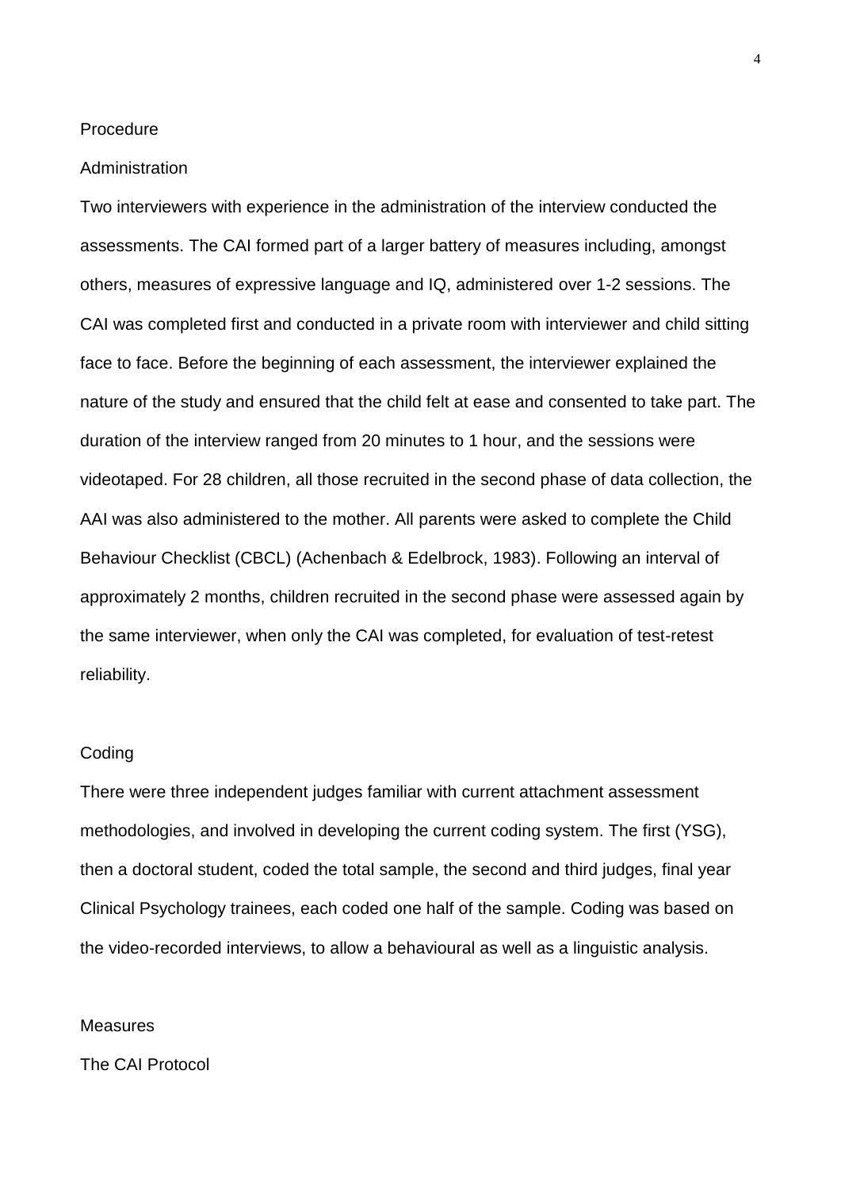## Procedure

### Administration

Two interviewers with experience in the administration of the interview conducted the assessments. The CAI formed part of a larger battery of measures including, amongst others, measures of expressive language and IQ, administered over 1-2 sessions. The CAI was completed first and conducted in a private room with interviewer and child sitting face to face. Before the beginning of each assessment, the interviewer explained the nature of the study and ensured that the child felt at ease and consented to take part. The duration of the interview ranged from 20 minutes to 1 hour, and the sessions were videotaped. For 28 children, all those recruited in the second phase of data collection, the AAI was also administered to the mother. All parents were asked to complete the Child Behaviour Checklist (CBCL) (Achenbach & Edelbrock, 1983). Following an interval of approximately 2 months, children recruited in the second phase were assessed again by the same interviewer, when only the CAI was completed, for evaluation of test-retest reliability.

### Coding

There were three independent judges familiar with current attachment assessment methodologies, and involved in developing the current coding system. The first (YSG), then a doctoral student, coded the total sample, the second and third judges, final year Clinical Psychology trainees, each coded one half of the sample. Coding was based on the video-recorded interviews, to allow a behavioural as well as a linguistic analysis.

## Measures

### The CAI Protocol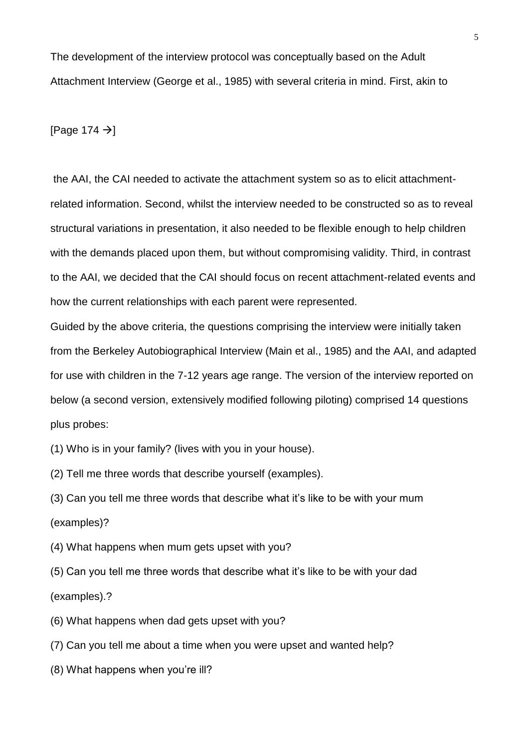The development of the interview protocol was conceptually based on the Adult Attachment Interview (George et al., 1985) with several criteria in mind. First, akin to

[Page 174 →]

the AAI, the CAI needed to activate the attachment system so as to elicit attachment-related information. Second, whilst the interview needed to be constructed so as to reveal structural variations in presentation, it also needed to be flexible enough to help children with the demands placed upon them, but without compromising validity. Third, in contrast to the AAI, we decided that the CAI should focus on recent attachment-related events and how the current relationships with each parent were represented.

Guided by the above criteria, the questions comprising the interview were initially taken from the Berkeley Autobiographical Interview (Main et al., 1985) and the AAI, and adapted for use with children in the 7-12 years age range. The version of the interview reported on below (a second version, extensively modified following piloting) comprised 14 questions plus probes:

(1) Who is in your family? (lives with you in your house).

(2) Tell me three words that describe yourself (examples).

(3) Can you tell me three words that describe what it's like to be with your mum (examples)?

(4) What happens when mum gets upset with you?

(5) Can you tell me three words that describe what it's like to be with your dad (examples).?

(6) What happens when dad gets upset with you?

(7) Can you tell me about a time when you were upset and wanted help?

(8) What happens when you're ill?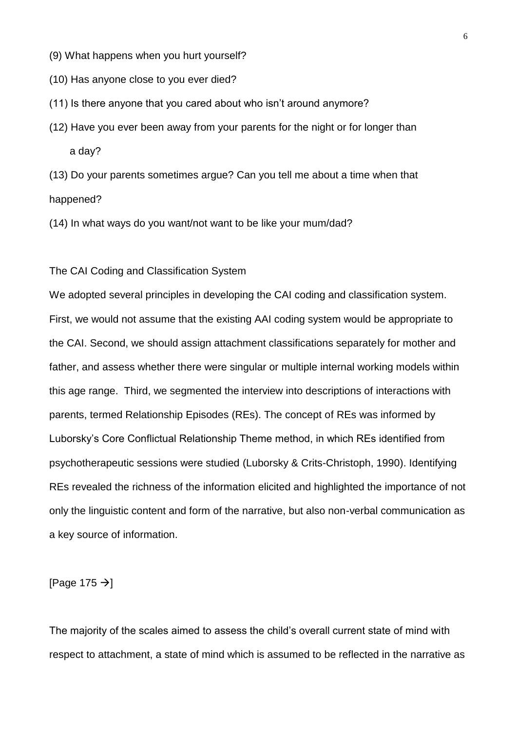(9) What happens when you hurt yourself?

(10) Has anyone close to you ever died?

(11) Is there anyone that you cared about who isn't around anymore?

(12) Have you ever been away from your parents for the night or for longer than a day?

(13) Do your parents sometimes argue? Can you tell me about a time when that happened?

(14) In what ways do you want/not want to be like your mum/dad?

The CAI Coding and Classification System

We adopted several principles in developing the CAI coding and classification system. First, we would not assume that the existing AAI coding system would be appropriate to the CAI. Second, we should assign attachment classifications separately for mother and father, and assess whether there were singular or multiple internal working models within this age range. Third, we segmented the interview into descriptions of interactions with parents, termed Relationship Episodes (REs). The concept of REs was informed by Luborsky's Core Conflictual Relationship Theme method, in which REs identified from psychotherapeutic sessions were studied (Luborsky & Crits-Christoph, 1990). Identifying REs revealed the richness of the information elicited and highlighted the importance of not only the linguistic content and form of the narrative, but also non-verbal communication as a key source of information.

[Page 175 →]

The majority of the scales aimed to assess the child's overall current state of mind with respect to attachment, a state of mind which is assumed to be reflected in the narrative as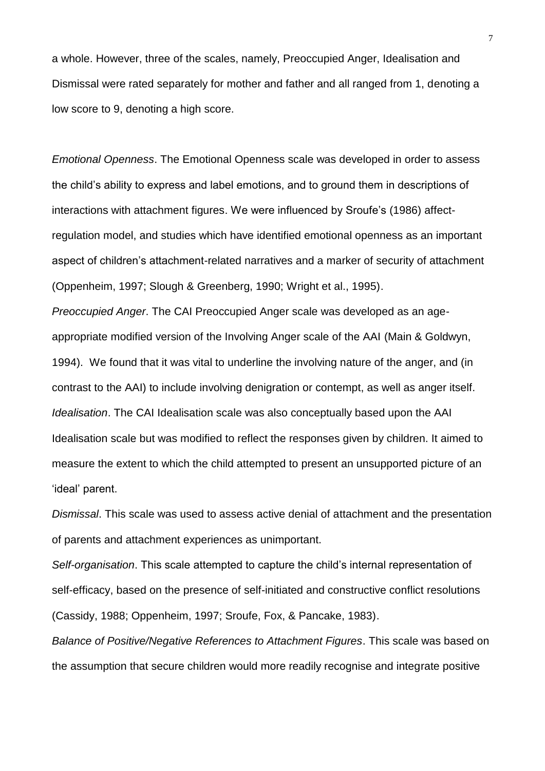a whole. However, three of the scales, namely, Preoccupied Anger, Idealisation and Dismissal were rated separately for mother and father and all ranged from 1, denoting a low score to 9, denoting a high score.

*Emotional Openness*. The Emotional Openness scale was developed in order to assess the child's ability to express and label emotions, and to ground them in descriptions of interactions with attachment figures. We were influenced by Sroufe's (1986) affect-regulation model, and studies which have identified emotional openness as an important aspect of children's attachment-related narratives and a marker of security of attachment (Oppenheim, 1997; Slough & Greenberg, 1990; Wright et al., 1995).

*Preoccupied Anger*. The CAI Preoccupied Anger scale was developed as an age-appropriate modified version of the Involving Anger scale of the AAI (Main & Goldwyn, 1994). We found that it was vital to underline the involving nature of the anger, and (in contrast to the AAI) to include involving denigration or contempt, as well as anger itself.

*Idealisation*. The CAI Idealisation scale was also conceptually based upon the AAI Idealisation scale but was modified to reflect the responses given by children. It aimed to measure the extent to which the child attempted to present an unsupported picture of an 'ideal' parent.

*Dismissal*. This scale was used to assess active denial of attachment and the presentation of parents and attachment experiences as unimportant.

*Self-organisation*. This scale attempted to capture the child's internal representation of self-efficacy, based on the presence of self-initiated and constructive conflict resolutions (Cassidy, 1988; Oppenheim, 1997; Sroufe, Fox, & Pancake, 1983).

*Balance of Positive/Negative References to Attachment Figures*. This scale was based on the assumption that secure children would more readily recognise and integrate positive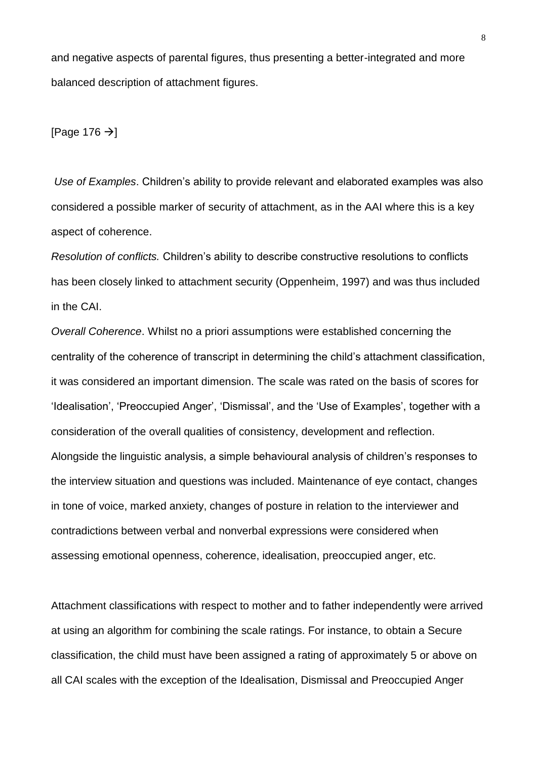and negative aspects of parental figures, thus presenting a better-integrated and more balanced description of attachment figures.

[Page 176 →]

*Use of Examples*. Children's ability to provide relevant and elaborated examples was also considered a possible marker of security of attachment, as in the AAI where this is a key aspect of coherence.

*Resolution of conflicts.* Children's ability to describe constructive resolutions to conflicts has been closely linked to attachment security (Oppenheim, 1997) and was thus included in the CAI.

*Overall Coherence*. Whilst no a priori assumptions were established concerning the centrality of the coherence of transcript in determining the child's attachment classification, it was considered an important dimension. The scale was rated on the basis of scores for 'Idealisation', 'Preoccupied Anger', 'Dismissal', and the 'Use of Examples', together with a consideration of the overall qualities of consistency, development and reflection.

Alongside the linguistic analysis, a simple behavioural analysis of children's responses to the interview situation and questions was included. Maintenance of eye contact, changes in tone of voice, marked anxiety, changes of posture in relation to the interviewer and contradictions between verbal and nonverbal expressions were considered when assessing emotional openness, coherence, idealisation, preoccupied anger, etc.

Attachment classifications with respect to mother and to father independently were arrived at using an algorithm for combining the scale ratings. For instance, to obtain a Secure classification, the child must have been assigned a rating of approximately 5 or above on all CAI scales with the exception of the Idealisation, Dismissal and Preoccupied Anger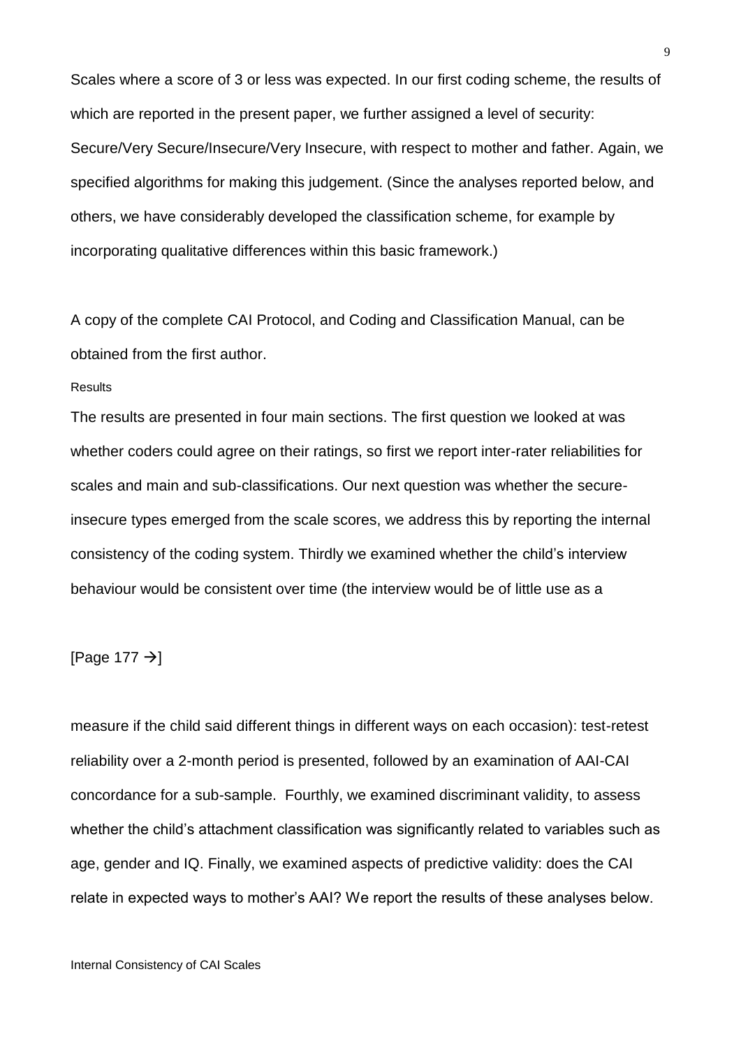Scales where a score of 3 or less was expected. In our first coding scheme, the results of which are reported in the present paper, we further assigned a level of security: Secure/Very Secure/Insecure/Very Insecure, with respect to mother and father. Again, we specified algorithms for making this judgement. (Since the analyses reported below, and others, we have considerably developed the classification scheme, for example by incorporating qualitative differences within this basic framework.)

A copy of the complete CAI Protocol, and Coding and Classification Manual, can be obtained from the first author.

## Results

The results are presented in four main sections. The first question we looked at was whether coders could agree on their ratings, so first we report inter-rater reliabilities for scales and main and sub-classifications. Our next question was whether the secure-insecure types emerged from the scale scores, we address this by reporting the internal consistency of the coding system. Thirdly we examined whether the child's interview behaviour would be consistent over time (the interview would be of little use as a

[Page 177 →]

measure if the child said different things in different ways on each occasion): test-retest reliability over a 2-month period is presented, followed by an examination of AAI-CAI concordance for a sub-sample. Fourthly, we examined discriminant validity, to assess whether the child's attachment classification was significantly related to variables such as age, gender and IQ. Finally, we examined aspects of predictive validity: does the CAI relate in expected ways to mother's AAI? We report the results of these analyses below.

### Internal Consistency of CAI Scales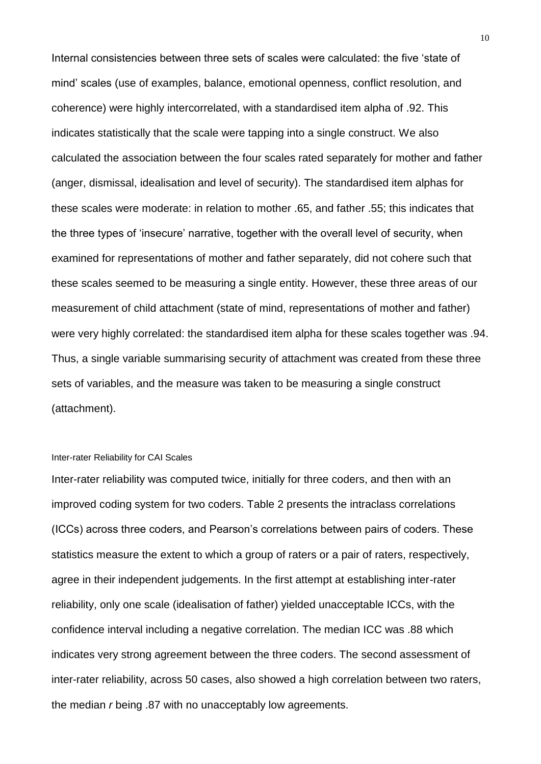Internal consistencies between three sets of scales were calculated: the five 'state of mind' scales (use of examples, balance, emotional openness, conflict resolution, and coherence) were highly intercorrelated, with a standardised item alpha of .92. This indicates statistically that the scale were tapping into a single construct. We also calculated the association between the four scales rated separately for mother and father (anger, dismissal, idealisation and level of security). The standardised item alphas for these scales were moderate: in relation to mother .65, and father .55; this indicates that the three types of 'insecure' narrative, together with the overall level of security, when examined for representations of mother and father separately, did not cohere such that these scales seemed to be measuring a single entity. However, these three areas of our measurement of child attachment (state of mind, representations of mother and father) were very highly correlated: the standardised item alpha for these scales together was .94. Thus, a single variable summarising security of attachment was created from these three sets of variables, and the measure was taken to be measuring a single construct (attachment).

### Inter-rater Reliability for CAI Scales

Inter-rater reliability was computed twice, initially for three coders, and then with an improved coding system for two coders. Table 2 presents the intraclass correlations (ICCs) across three coders, and Pearson's correlations between pairs of coders. These statistics measure the extent to which a group of raters or a pair of raters, respectively, agree in their independent judgements. In the first attempt at establishing inter-rater reliability, only one scale (idealisation of father) yielded unacceptable ICCs, with the confidence interval including a negative correlation. The median ICC was .88 which indicates very strong agreement between the three coders. The second assessment of inter-rater reliability, across 50 cases, also showed a high correlation between two raters, the median *r* being .87 with no unacceptably low agreements.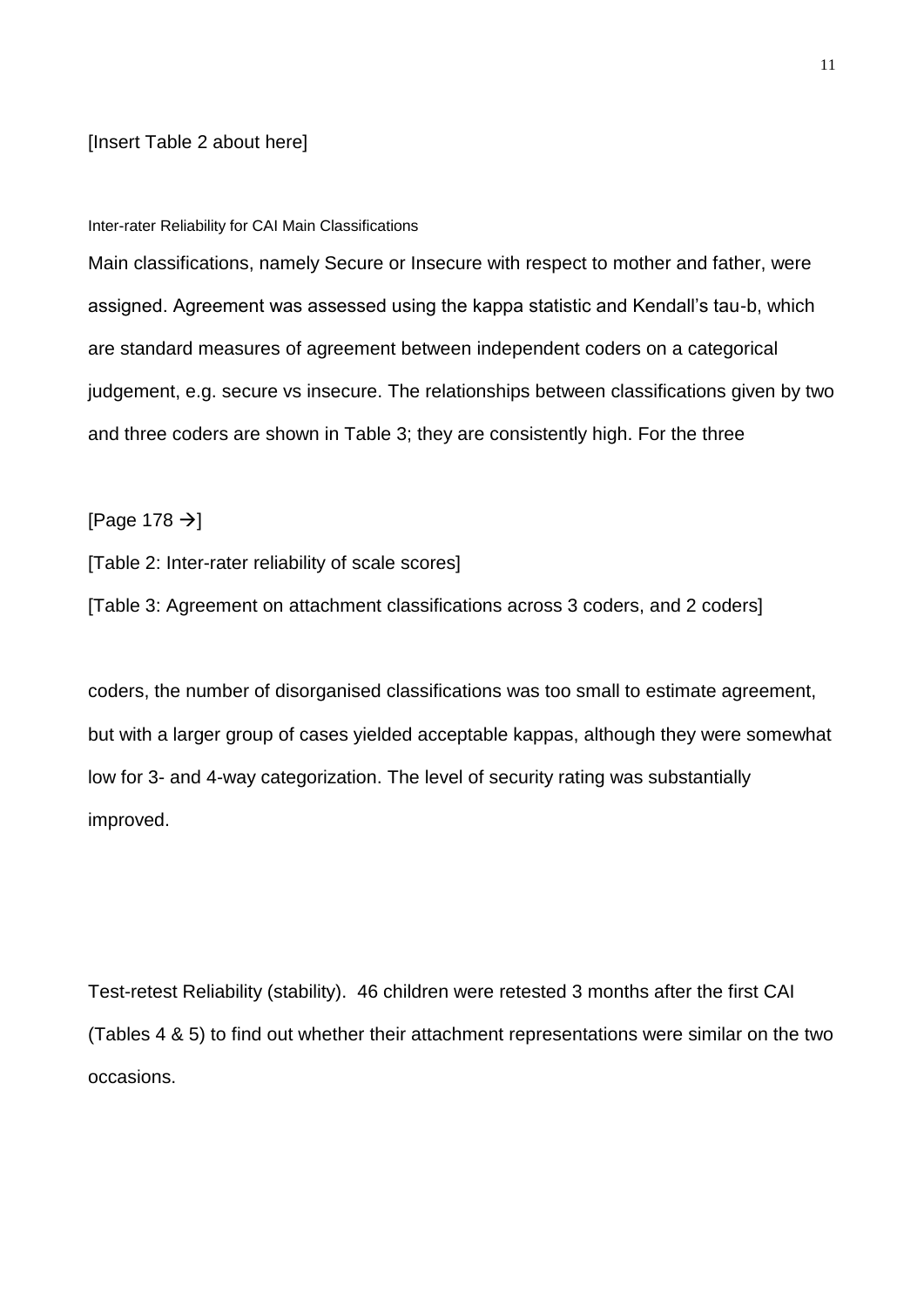[Insert Table 2 about here]

### Inter-rater Reliability for CAI Main Classifications

Main classifications, namely Secure or Insecure with respect to mother and father, were assigned. Agreement was assessed using the kappa statistic and Kendall's tau-b, which are standard measures of agreement between independent coders on a categorical judgement, e.g. secure vs insecure. The relationships between classifications given by two and three coders are shown in Table 3; they are consistently high. For the three

[Page 178 →]

[Table 2: Inter-rater reliability of scale scores]

[Table 3: Agreement on attachment classifications across 3 coders, and 2 coders]

coders, the number of disorganised classifications was too small to estimate agreement, but with a larger group of cases yielded acceptable kappas, although they were somewhat low for 3- and 4-way categorization. The level of security rating was substantially improved.

Test-retest Reliability (stability). 46 children were retested 3 months after the first CAI (Tables 4 & 5) to find out whether their attachment representations were similar on the two occasions.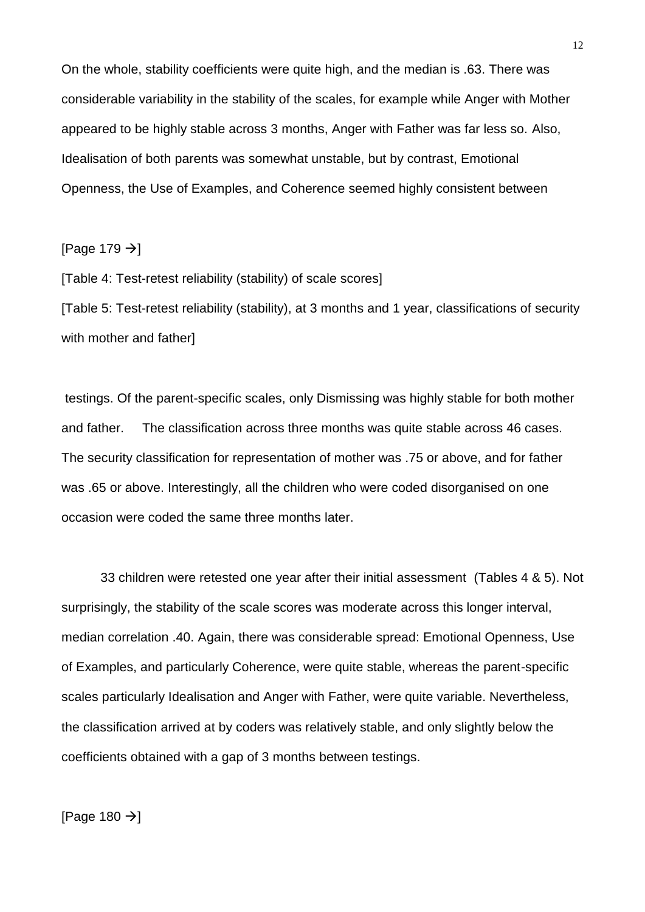On the whole, stability coefficients were quite high, and the median is .63. There was considerable variability in the stability of the scales, for example while Anger with Mother appeared to be highly stable across 3 months, Anger with Father was far less so. Also, Idealisation of both parents was somewhat unstable, but by contrast, Emotional Openness, the Use of Examples, and Coherence seemed highly consistent between

[Page 179 →]

[Table 4: Test-retest reliability (stability) of scale scores]

[Table 5: Test-retest reliability (stability), at 3 months and 1 year, classifications of security with mother and father]

testings. Of the parent-specific scales, only Dismissing was highly stable for both mother and father. The classification across three months was quite stable across 46 cases. The security classification for representation of mother was .75 or above, and for father was .65 or above. Interestingly, all the children who were coded disorganised on one occasion were coded the same three months later.

33 children were retested one year after their initial assessment (Tables 4 & 5). Not surprisingly, the stability of the scale scores was moderate across this longer interval, median correlation .40. Again, there was considerable spread: Emotional Openness, Use of Examples, and particularly Coherence, were quite stable, whereas the parent-specific scales particularly Idealisation and Anger with Father, were quite variable. Nevertheless, the classification arrived at by coders was relatively stable, and only slightly below the coefficients obtained with a gap of 3 months between testings.

[Page 180 →]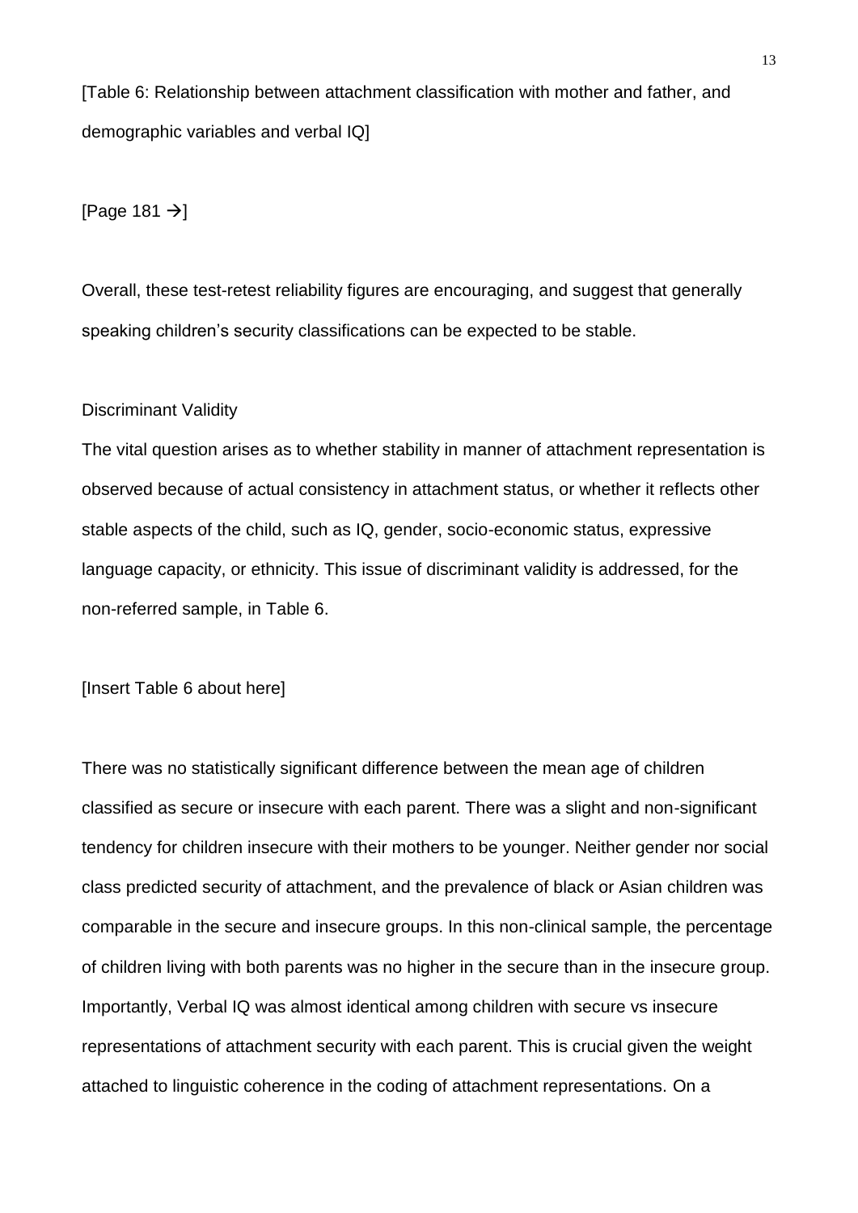[Table 6: Relationship between attachment classification with mother and father, and demographic variables and verbal IQ]

[Page 181 →]

Overall, these test-retest reliability figures are encouraging, and suggest that generally speaking children's security classifications can be expected to be stable.

Discriminant Validity

The vital question arises as to whether stability in manner of attachment representation is observed because of actual consistency in attachment status, or whether it reflects other stable aspects of the child, such as IQ, gender, socio-economic status, expressive language capacity, or ethnicity. This issue of discriminant validity is addressed, for the non-referred sample, in Table 6.

[Insert Table 6 about here]

There was no statistically significant difference between the mean age of children classified as secure or insecure with each parent. There was a slight and non-significant tendency for children insecure with their mothers to be younger. Neither gender nor social class predicted security of attachment, and the prevalence of black or Asian children was comparable in the secure and insecure groups. In this non-clinical sample, the percentage of children living with both parents was no higher in the secure than in the insecure group. Importantly, Verbal IQ was almost identical among children with secure vs insecure representations of attachment security with each parent. This is crucial given the weight attached to linguistic coherence in the coding of attachment representations. On a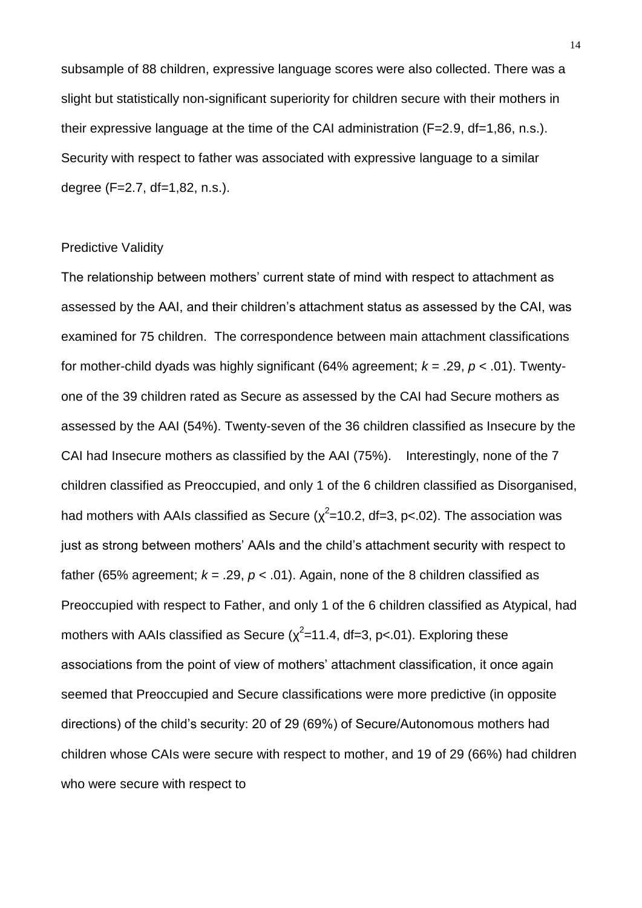subsample of 88 children, expressive language scores were also collected. There was a slight but statistically non-significant superiority for children secure with their mothers in their expressive language at the time of the CAI administration ($F=2.9$, $df=1,86$, n.s.). Security with respect to father was associated with expressive language to a similar degree ($F=2.7$, $df=1,82$, n.s.).

## Predictive Validity

The relationship between mothers' current state of mind with respect to attachment as assessed by the AAI, and their children's attachment status as assessed by the CAI, was examined for 75 children. The correspondence between main attachment classifications for mother-child dyads was highly significant (64% agreement; $k = .29$, $p < .01$). Twenty-one of the 39 children rated as Secure as assessed by the CAI had Secure mothers as assessed by the AAI (54%). Twenty-seven of the 36 children classified as Insecure by the CAI had Insecure mothers as classified by the AAI (75%). Interestingly, none of the 7 children classified as Preoccupied, and only 1 of the 6 children classified as Disorganised, had mothers with AAIs classified as Secure ($\chi^2=10.2$, $df=3$, $p<.02$). The association was just as strong between mothers' AAIs and the child's attachment security with respect to father (65% agreement; $k = .29$, $p < .01$). Again, none of the 8 children classified as Preoccupied with respect to Father, and only 1 of the 6 children classified as Atypical, had mothers with AAIs classified as Secure ($\chi^2=11.4$, $df=3$, $p<.01$). Exploring these associations from the point of view of mothers' attachment classification, it once again seemed that Preoccupied and Secure classifications were more predictive (in opposite directions) of the child's security: 20 of 29 (69%) of Secure/Autonomous mothers had children whose CAIs were secure with respect to mother, and 19 of 29 (66%) had children who were secure with respect to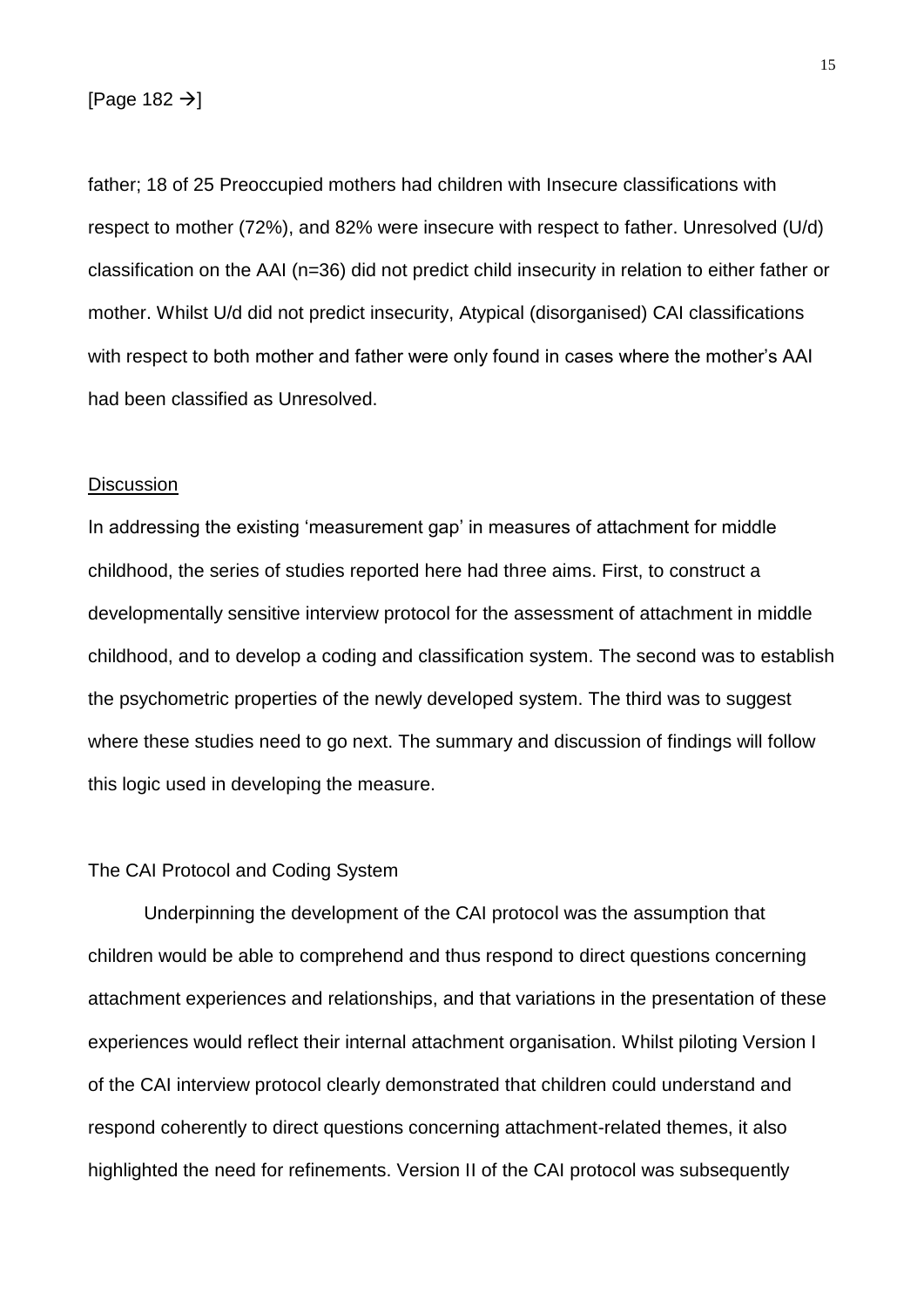[Page 182 →]

father; 18 of 25 Preoccupied mothers had children with Insecure classifications with respect to mother (72%), and 82% were insecure with respect to father. Unresolved (U/d) classification on the AAI (n=36) did not predict child insecurity in relation to either father or mother. Whilst U/d did not predict insecurity, Atypical (disorganised) CAI classifications with respect to both mother and father were only found in cases where the mother's AAI had been classified as Unresolved.

## Discussion

In addressing the existing 'measurement gap' in measures of attachment for middle childhood, the series of studies reported here had three aims. First, to construct a developmentally sensitive interview protocol for the assessment of attachment in middle childhood, and to develop a coding and classification system. The second was to establish the psychometric properties of the newly developed system. The third was to suggest where these studies need to go next. The summary and discussion of findings will follow this logic used in developing the measure.

### The CAI Protocol and Coding System

Underpinning the development of the CAI protocol was the assumption that children would be able to comprehend and thus respond to direct questions concerning attachment experiences and relationships, and that variations in the presentation of these experiences would reflect their internal attachment organisation. Whilst piloting Version I of the CAI interview protocol clearly demonstrated that children could understand and respond coherently to direct questions concerning attachment-related themes, it also highlighted the need for refinements. Version II of the CAI protocol was subsequently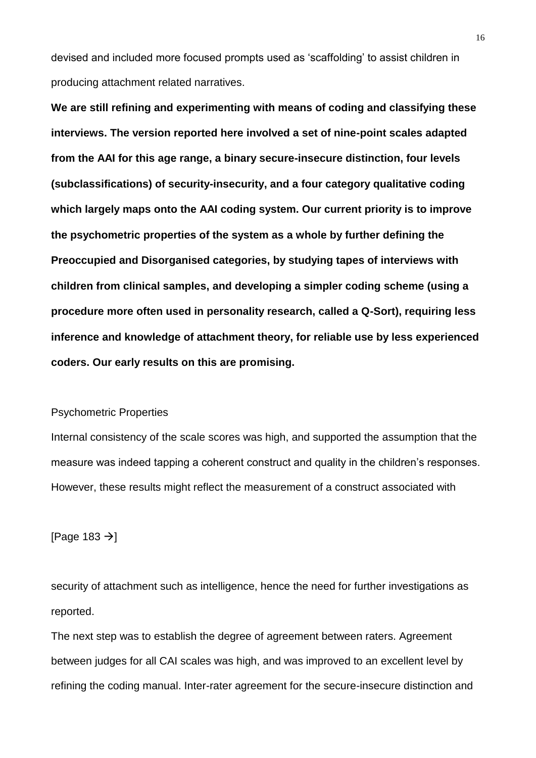devised and included more focused prompts used as 'scaffolding' to assist children in producing attachment related narratives.

**We are still refining and experimenting with means of coding and classifying these interviews. The version reported here involved a set of nine-point scales adapted from the AAI for this age range, a binary secure-insecure distinction, four levels (subclassifications) of security-insecurity, and a four category qualitative coding which largely maps onto the AAI coding system. Our current priority is to improve the psychometric properties of the system as a whole by further defining the Preoccupied and Disorganised categories, by studying tapes of interviews with children from clinical samples, and developing a simpler coding scheme (using a procedure more often used in personality research, called a Q-Sort), requiring less inference and knowledge of attachment theory, for reliable use by less experienced coders. Our early results on this are promising.**

Psychometric Properties

Internal consistency of the scale scores was high, and supported the assumption that the measure was indeed tapping a coherent construct and quality in the children's responses. However, these results might reflect the measurement of a construct associated with

[Page 183 →]

security of attachment such as intelligence, hence the need for further investigations as reported.

The next step was to establish the degree of agreement between raters. Agreement between judges for all CAI scales was high, and was improved to an excellent level by refining the coding manual. Inter-rater agreement for the secure-insecure distinction and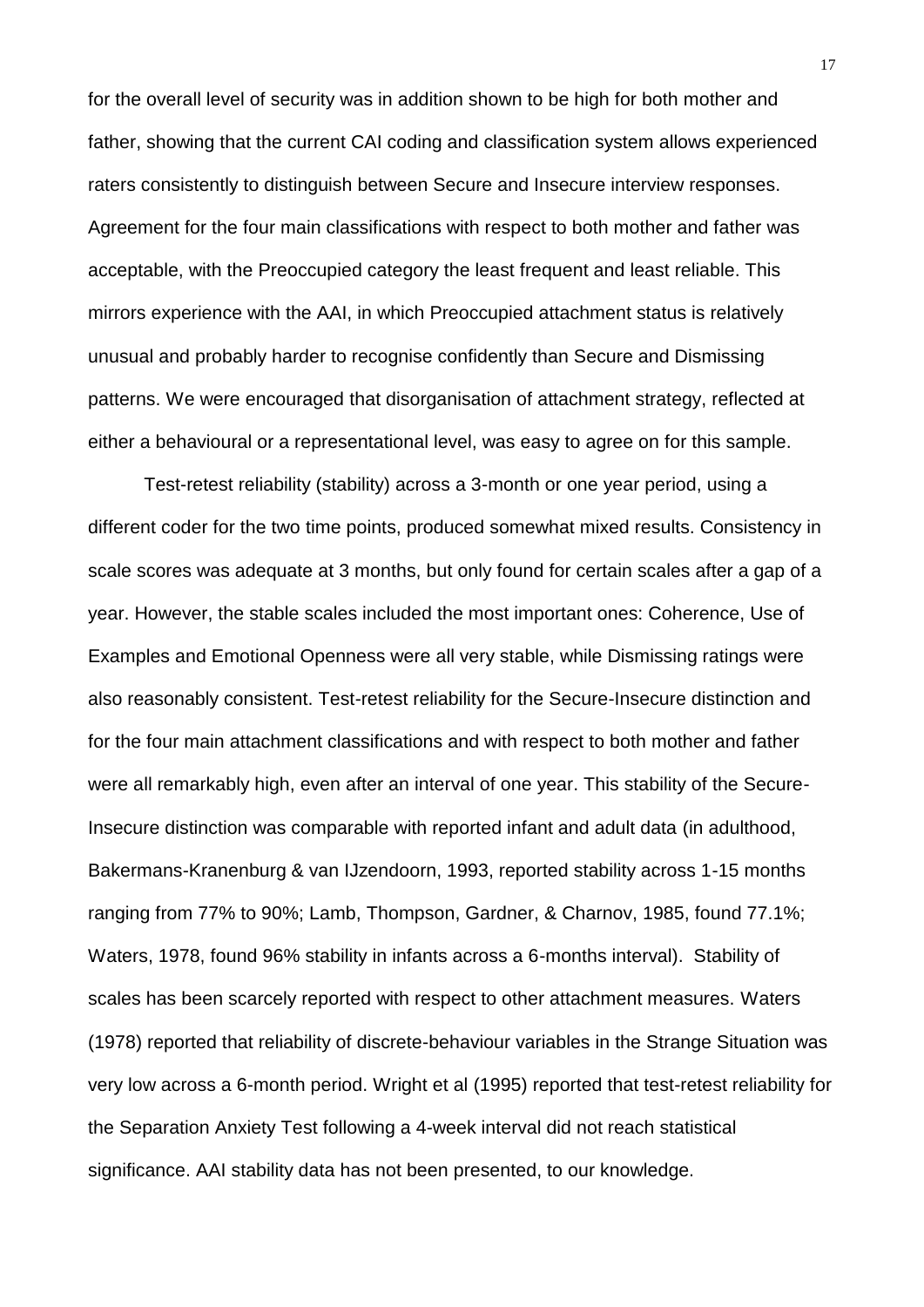for the overall level of security was in addition shown to be high for both mother and father, showing that the current CAI coding and classification system allows experienced raters consistently to distinguish between Secure and Insecure interview responses. Agreement for the four main classifications with respect to both mother and father was acceptable, with the Preoccupied category the least frequent and least reliable. This mirrors experience with the AAI, in which Preoccupied attachment status is relatively unusual and probably harder to recognise confidently than Secure and Dismissing patterns. We were encouraged that disorganisation of attachment strategy, reflected at either a behavioural or a representational level, was easy to agree on for this sample.

Test-retest reliability (stability) across a 3-month or one year period, using a different coder for the two time points, produced somewhat mixed results. Consistency in scale scores was adequate at 3 months, but only found for certain scales after a gap of a year. However, the stable scales included the most important ones: Coherence, Use of Examples and Emotional Openness were all very stable, while Dismissing ratings were also reasonably consistent. Test-retest reliability for the Secure-Insecure distinction and for the four main attachment classifications and with respect to both mother and father were all remarkably high, even after an interval of one year. This stability of the Secure-Insecure distinction was comparable with reported infant and adult data (in adulthood, Bakermans-Kranenburg & van IJzendoorn, 1993, reported stability across 1-15 months ranging from 77% to 90%; Lamb, Thompson, Gardner, & Charnov, 1985, found 77.1%; Waters, 1978, found 96% stability in infants across a 6-months interval). Stability of scales has been scarcely reported with respect to other attachment measures. Waters (1978) reported that reliability of discrete-behaviour variables in the Strange Situation was very low across a 6-month period. Wright et al (1995) reported that test-retest reliability for the Separation Anxiety Test following a 4-week interval did not reach statistical significance. AAI stability data has not been presented, to our knowledge.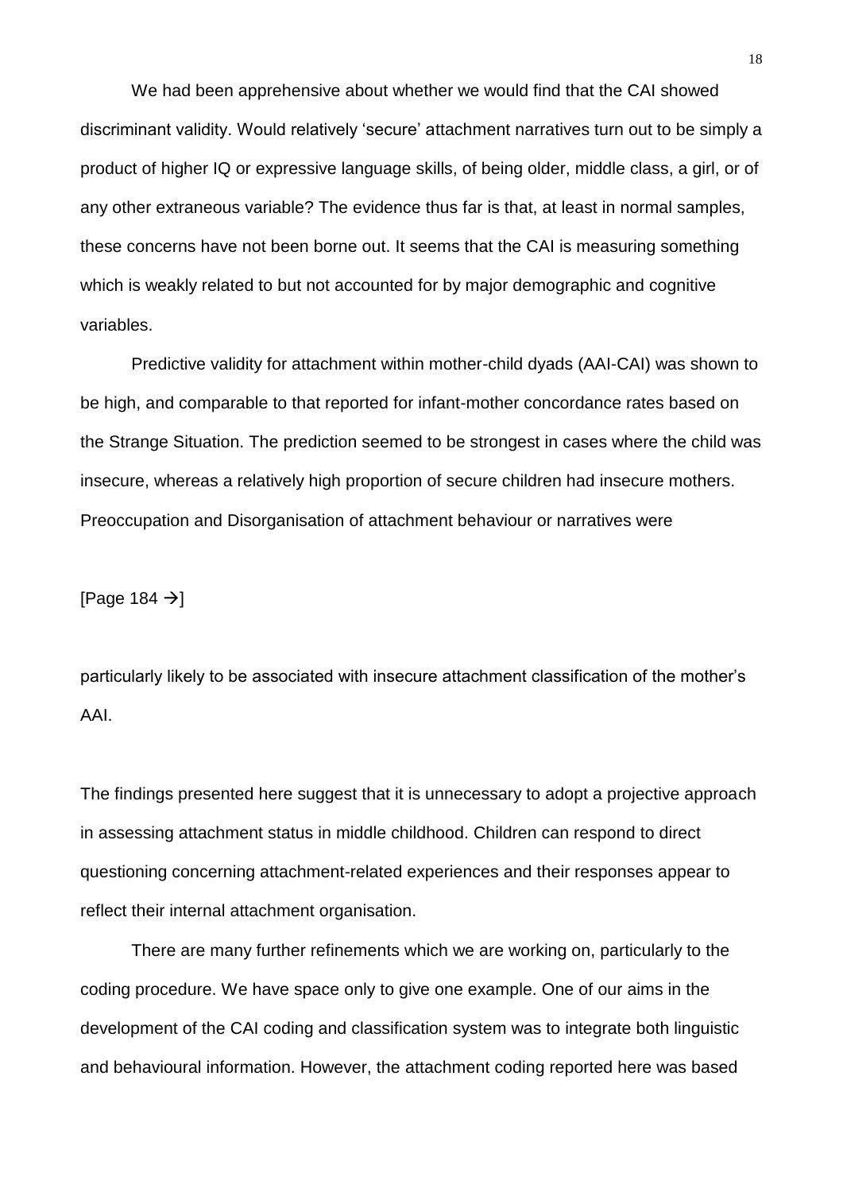We had been apprehensive about whether we would find that the CAI showed discriminant validity. Would relatively 'secure' attachment narratives turn out to be simply a product of higher IQ or expressive language skills, of being older, middle class, a girl, or of any other extraneous variable? The evidence thus far is that, at least in normal samples, these concerns have not been borne out. It seems that the CAI is measuring something which is weakly related to but not accounted for by major demographic and cognitive variables.

Predictive validity for attachment within mother-child dyads (AAI-CAI) was shown to be high, and comparable to that reported for infant-mother concordance rates based on the Strange Situation. The prediction seemed to be strongest in cases where the child was insecure, whereas a relatively high proportion of secure children had insecure mothers. Preoccupation and Disorganisation of attachment behaviour or narratives were

[Page 184 →]

particularly likely to be associated with insecure attachment classification of the mother's AAI.

The findings presented here suggest that it is unnecessary to adopt a projective approach in assessing attachment status in middle childhood. Children can respond to direct questioning concerning attachment-related experiences and their responses appear to reflect their internal attachment organisation.

There are many further refinements which we are working on, particularly to the coding procedure. We have space only to give one example. One of our aims in the development of the CAI coding and classification system was to integrate both linguistic and behavioural information. However, the attachment coding reported here was based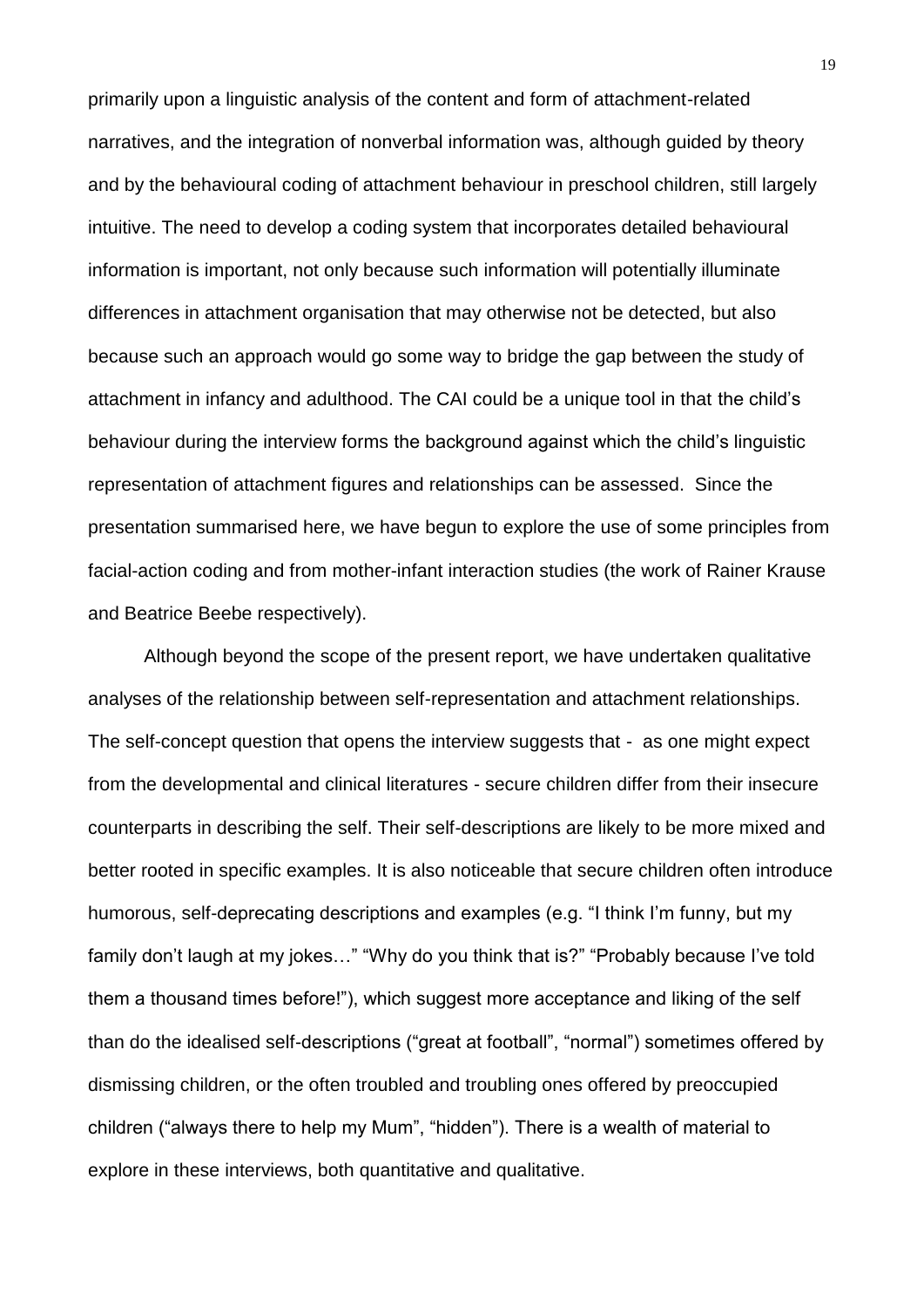primarily upon a linguistic analysis of the content and form of attachment-related narratives, and the integration of nonverbal information was, although guided by theory and by the behavioural coding of attachment behaviour in preschool children, still largely intuitive. The need to develop a coding system that incorporates detailed behavioural information is important, not only because such information will potentially illuminate differences in attachment organisation that may otherwise not be detected, but also because such an approach would go some way to bridge the gap between the study of attachment in infancy and adulthood. The CAI could be a unique tool in that the child's behaviour during the interview forms the background against which the child's linguistic representation of attachment figures and relationships can be assessed. Since the presentation summarised here, we have begun to explore the use of some principles from facial-action coding and from mother-infant interaction studies (the work of Rainer Krause and Beatrice Beebe respectively).

Although beyond the scope of the present report, we have undertaken qualitative analyses of the relationship between self-representation and attachment relationships. The self-concept question that opens the interview suggests that - as one might expect from the developmental and clinical literatures - secure children differ from their insecure counterparts in describing the self. Their self-descriptions are likely to be more mixed and better rooted in specific examples. It is also noticeable that secure children often introduce humorous, self-deprecating descriptions and examples (e.g. "I think I'm funny, but my family don't laugh at my jokes…" "Why do you think that is?" "Probably because I've told them a thousand times before!"), which suggest more acceptance and liking of the self than do the idealised self-descriptions ("great at football", "normal") sometimes offered by dismissing children, or the often troubled and troubling ones offered by preoccupied children ("always there to help my Mum", "hidden"). There is a wealth of material to explore in these interviews, both quantitative and qualitative.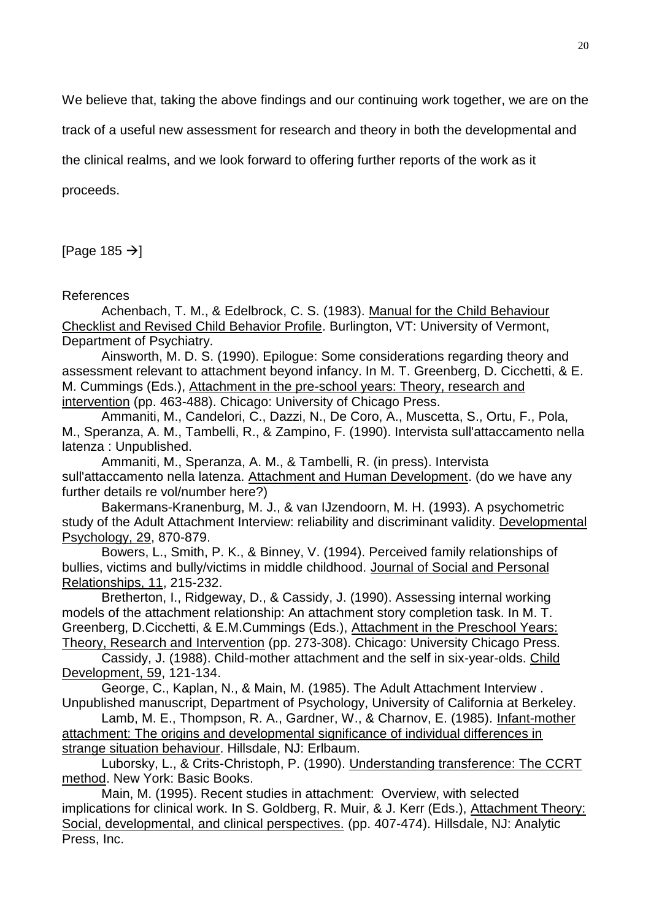We believe that, taking the above findings and our continuing work together, we are on the track of a useful new assessment for research and theory in both the developmental and the clinical realms, and we look forward to offering further reports of the work as it proceeds.

[Page 185 →]

References

Achenbach, T. M., & Edelbrock, C. S. (1983). Manual for the Child Behaviour Checklist and Revised Child Behavior Profile. Burlington, VT: University of Vermont, Department of Psychiatry.

Ainsworth, M. D. S. (1990). Epilogue: Some considerations regarding theory and assessment relevant to attachment beyond infancy. In M. T. Greenberg, D. Cicchetti, & E. M. Cummings (Eds.), Attachment in the pre-school years: Theory, research and intervention (pp. 463-488). Chicago: University of Chicago Press.

Ammaniti, M., Candelori, C., Dazzi, N., De Coro, A., Muscetta, S., Ortu, F., Pola, M., Speranza, A. M., Tambelli, R., & Zampino, F. (1990). Intervista sull'attaccamento nella latenza : Unpublished.

Ammaniti, M., Speranza, A. M., & Tambelli, R. (in press). Intervista sull'attaccamento nella latenza. Attachment and Human Development. (do we have any further details re vol/number here?)

Bakermans-Kranenburg, M. J., & van IJzendoorn, M. H. (1993). A psychometric study of the Adult Attachment Interview: reliability and discriminant validity. Developmental Psychology, 29, 870-879.

Bowers, L., Smith, P. K., & Binney, V. (1994). Perceived family relationships of bullies, victims and bully/victims in middle childhood. Journal of Social and Personal Relationships, 11, 215-232.

Bretherton, I., Ridgeway, D., & Cassidy, J. (1990). Assessing internal working models of the attachment relationship: An attachment story completion task. In M. T. Greenberg, D.Cicchetti, & E.M.Cummings (Eds.), Attachment in the Preschool Years: Theory, Research and Intervention (pp. 273-308). Chicago: University Chicago Press.

Cassidy, J. (1988). Child-mother attachment and the self in six-year-olds. Child Development, 59, 121-134.

George, C., Kaplan, N., & Main, M. (1985). The Adult Attachment Interview . Unpublished manuscript, Department of Psychology, University of California at Berkeley.

Lamb, M. E., Thompson, R. A., Gardner, W., & Charnov, E. (1985). Infant-mother attachment: The origins and developmental significance of individual differences in strange situation behaviour. Hillsdale, NJ: Erlbaum.

Luborsky, L., & Crits-Christoph, P. (1990). Understanding transference: The CCRT method. New York: Basic Books.

Main, M. (1995). Recent studies in attachment: Overview, with selected implications for clinical work. In S. Goldberg, R. Muir, & J. Kerr (Eds.), Attachment Theory: Social, developmental, and clinical perspectives. (pp. 407-474). Hillsdale, NJ: Analytic Press, Inc.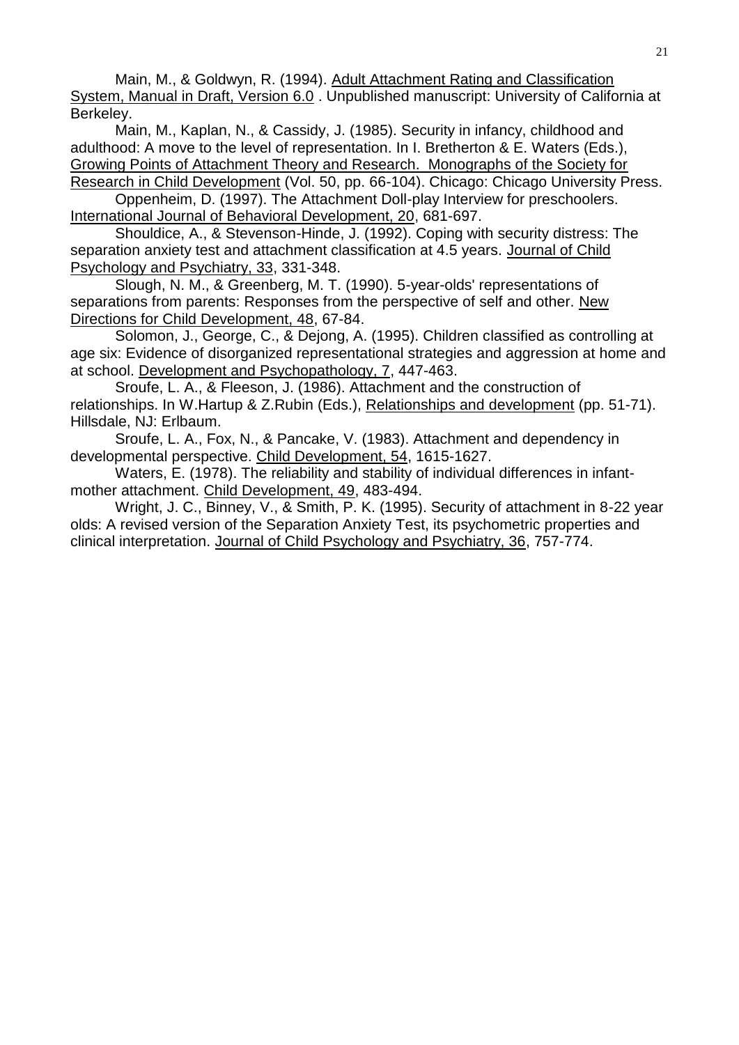Main, M., & Goldwyn, R. (1994). Adult Attachment Rating and Classification System, Manual in Draft, Version 6.0 . Unpublished manuscript: University of California at Berkeley.

Main, M., Kaplan, N., & Cassidy, J. (1985). Security in infancy, childhood and adulthood: A move to the level of representation. In I. Bretherton & E. Waters (Eds.), Growing Points of Attachment Theory and Research. Monographs of the Society for Research in Child Development (Vol. 50, pp. 66-104). Chicago: Chicago University Press.

Oppenheim, D. (1997). The Attachment Doll-play Interview for preschoolers. International Journal of Behavioral Development, 20, 681-697.

Shouldice, A., & Stevenson-Hinde, J. (1992). Coping with security distress: The separation anxiety test and attachment classification at 4.5 years. Journal of Child Psychology and Psychiatry, 33, 331-348.

Slough, N. M., & Greenberg, M. T. (1990). 5-year-olds' representations of separations from parents: Responses from the perspective of self and other. New Directions for Child Development, 48, 67-84.

Solomon, J., George, C., & Dejong, A. (1995). Children classified as controlling at age six: Evidence of disorganized representational strategies and aggression at home and at school. Development and Psychopathology, 7, 447-463.

Sroufe, L. A., & Fleeson, J. (1986). Attachment and the construction of relationships. In W.Hartup & Z.Rubin (Eds.), Relationships and development (pp. 51-71). Hillsdale, NJ: Erlbaum.

Sroufe, L. A., Fox, N., & Pancake, V. (1983). Attachment and dependency in developmental perspective. Child Development, 54, 1615-1627.

Waters, E. (1978). The reliability and stability of individual differences in infant-mother attachment. Child Development, 49, 483-494.

Wright, J. C., Binney, V., & Smith, P. K. (1995). Security of attachment in 8-22 year olds: A revised version of the Separation Anxiety Test, its psychometric properties and clinical interpretation. Journal of Child Psychology and Psychiatry, 36, 757-774.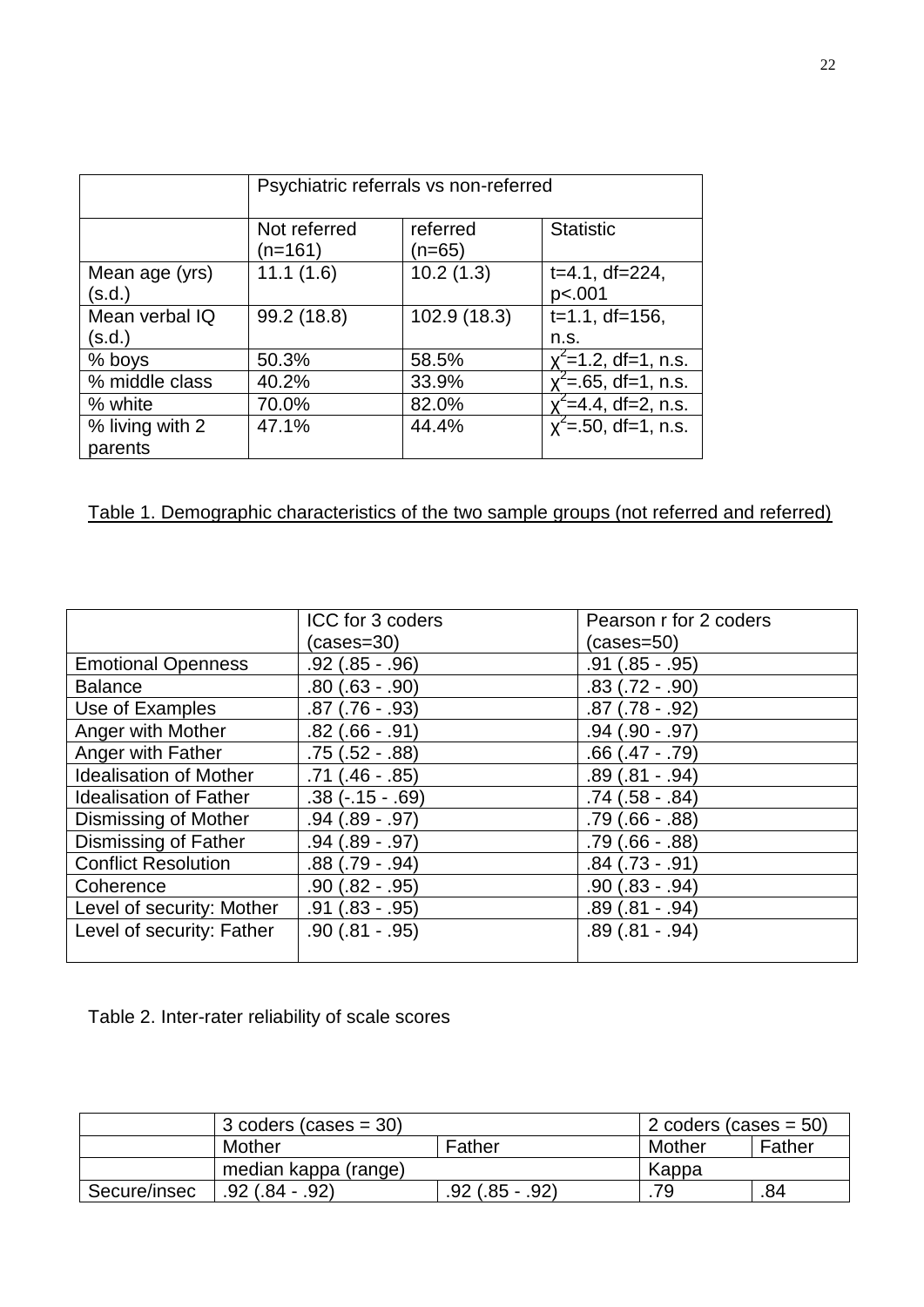| | Psychiatric referrals vs non-referred | | |
|---|---|---|---|
| | Not referred (n=161) | referred (n=65) | Statistic |
| Mean age (yrs) (s.d.) | 11.1 (1.6) | 10.2 (1.3) | t=4.1, df=224, p<.001 |
| Mean verbal IQ (s.d.) | 99.2 (18.8) | 102.9 (18.3) | t=1.1, df=156, n.s. |
| % boys | 50.3% | 58.5% | $\chi^2$=1.2, df=1, n.s. |
| % middle class | 40.2% | 33.9% | $\chi^2$=.65, df=1, n.s. |
| % white | 70.0% | 82.0% | $\chi^2$=4.4, df=2, n.s. |
| % living with 2 parents | 47.1% | 44.4% | $\chi^2$=.50, df=1, n.s. |

Table 1. Demographic characteristics of the two sample groups (not referred and referred)

| | ICC for 3 coders (cases=30) | Pearson r for 2 coders (cases=50) |
|---|---|---|
| Emotional Openness | .92 (.85 - .96) | .91 (.85 - .95) |
| Balance | .80 (.63 - .90) | .83 (.72 - .90) |
| Use of Examples | .87 (.76 - .93) | .87 (.78 - .92) |
| Anger with Mother | .82 (.66 - .91) | .94 (.90 - .97) |
| Anger with Father | .75 (.52 - .88) | .66 (.47 - .79) |
| Idealisation of Mother | .71 (.46 - .85) | .89 (.81 - .94) |
| Idealisation of Father | .38 (-.15 - .69) | .74 (.58 - .84) |
| Dismissing of Mother | .94 (.89 - .97) | .79 (.66 - .88) |
| Dismissing of Father | .94 (.89 - .97) | .79 (.66 - .88) |
| Conflict Resolution | .88 (.79 - .94) | .84 (.73 - .91) |
| Coherence | .90 (.82 - .95) | .90 (.83 - .94) |
| Level of security: Mother | .91 (.83 - .95) | .89 (.81 - .94) |
| Level of security: Father | .90 (.81 - .95) | .89 (.81 - .94) |

Table 2. Inter-rater reliability of scale scores

| | 3 coders (cases = 30) | | 2 coders (cases = 50) | |
|---|---|---|---|---|
| | Mother | Father | Mother | Father |
| | median kappa (range) | | Kappa | |
| Secure/insec | .92 (.84 - .92) | .92 (.85 - .92) | .79 | .84 |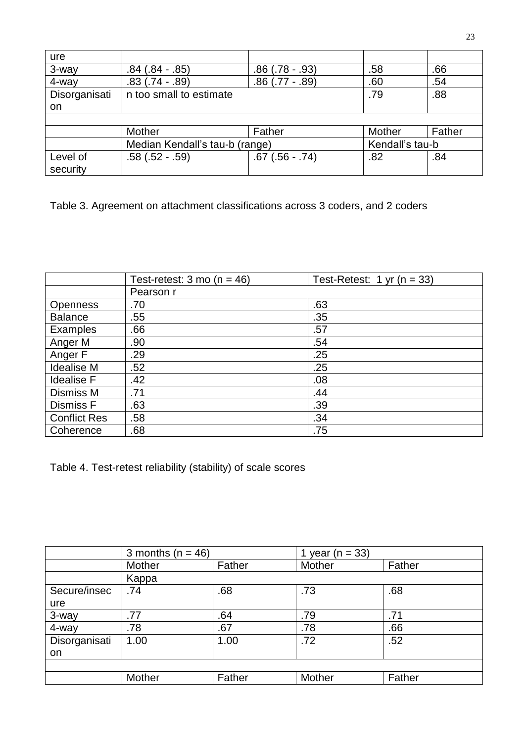|  |  |  |  |  |
|---|---|---|---|---|
| ure |  |  |  |  |
| 3-way | .84 (.84 - .85) | .86 (.78 - .93) | .58 | .66 |
| 4-way | .83 (.74 - .89) | .86 (.77 - .89) | .60 | .54 |
| Disorganisation | n too small to estimate |  | .79 | .88 |
|  |  |  |  |  |
|  | Mother | Father | Mother | Father |
|  | Median Kendall's tau-b (range) |  | Kendall's tau-b |  |
| Level of security | .58 (.52 - .59) | .67 (.56 - .74) | .82 | .84 |

Table 3. Agreement on attachment classifications across 3 coders, and 2 coders

|  | Test-retest: 3 mo (n = 46) | Test-Retest: 1 yr (n = 33) |
|---|---|---|
|  | Pearson r |  |
| Openness | .70 | .63 |
| Balance | .55 | .35 |
| Examples | .66 | .57 |
| Anger M | .90 | .54 |
| Anger F | .29 | .25 |
| Idealise M | .52 | .25 |
| Idealise F | .42 | .08 |
| Dismiss M | .71 | .44 |
| Dismiss F | .63 | .39 |
| Conflict Res | .58 | .34 |
| Coherence | .68 | .75 |

Table 4. Test-retest reliability (stability) of scale scores

|  | 3 months (n = 46) |  | 1 year (n = 33) |  |
|---|---|---|---|---|
|  | Mother | Father | Mother | Father |
|  | Kappa |  |  |  |
| Secure/insecure | .74 | .68 | .73 | .68 |
| 3-way | .77 | .64 | .79 | .71 |
| 4-way | .78 | .67 | .78 | .66 |
| Disorganisation | 1.00 | 1.00 | .72 | .52 |
|  |  |  |  |  |
|  | Mother | Father | Mother | Father |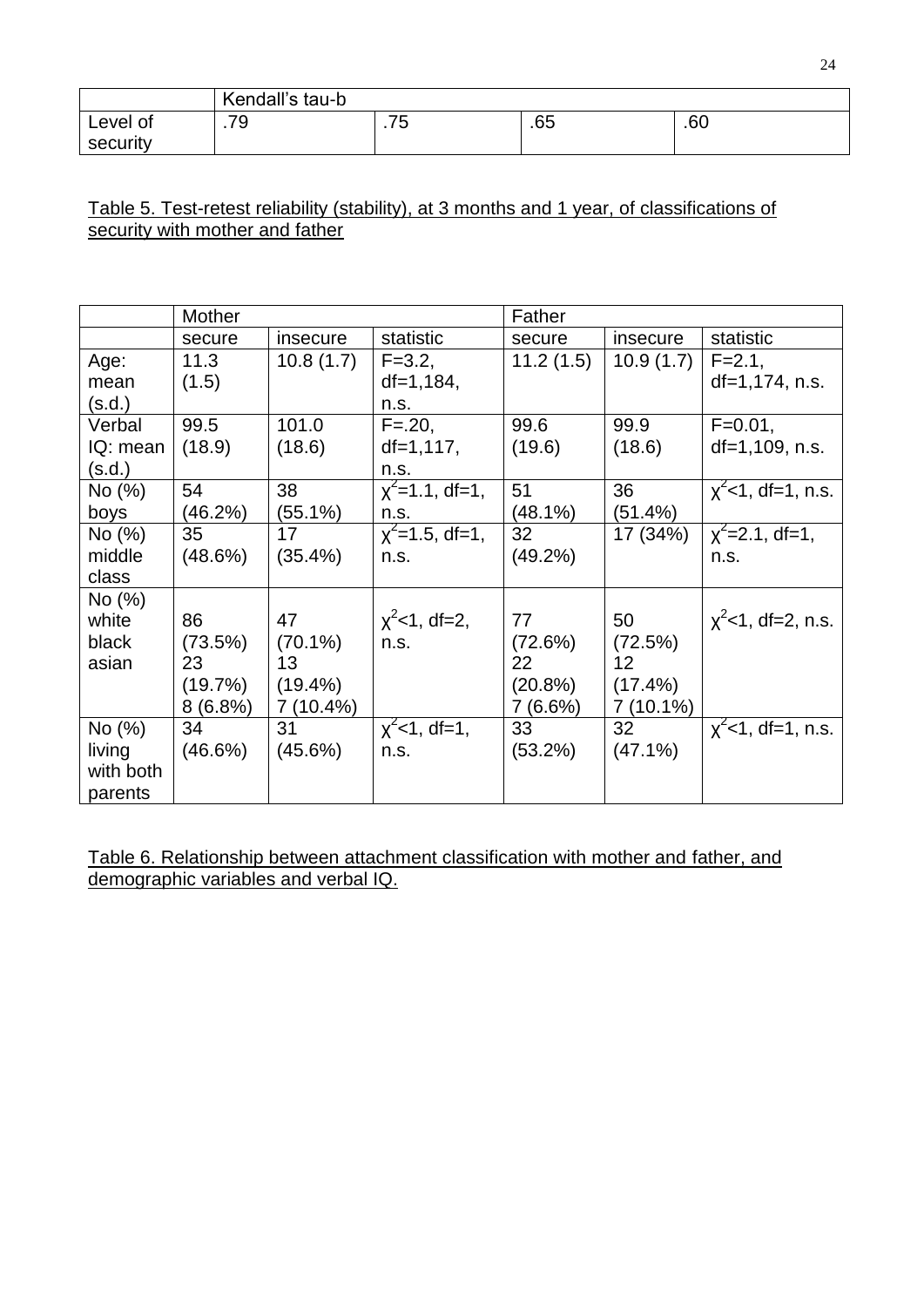| | Kendall's tau-b | | | |
|---|---|---|---|---|
| Level of security | .79 | .75 | .65 | .60 |

Table 5. Test-retest reliability (stability), at 3 months and 1 year, of classifications of security with mother and father

| | Mother | | | Father | | |
|---|---|---|---|---|---|---|
| | secure | insecure | statistic | secure | insecure | statistic |
| Age: mean (s.d.) | 11.3 (1.5) | 10.8 (1.7) | F=3.2, df=1,184, n.s. | 11.2 (1.5) | 10.9 (1.7) | F=2.1, df=1,174, n.s. |
| Verbal IQ: mean (s.d.) | 99.5 (18.9) | 101.0 (18.6) | F=.20, df=1,117, n.s. | 99.6 (19.6) | 99.9 (18.6) | F=0.01, df=1,109, n.s. |
| No (%) boys | 54 (46.2%) | 38 (55.1%) | $\chi^2$=1.1, df=1, n.s. | 51 (48.1%) | 36 (51.4%) | $\chi^2$<1, df=1, n.s. |
| No (%) middle class | 35 (48.6%) | 17 (35.4%) | $\chi^2$=1.5, df=1, n.s. | 32 (49.2%) | 17 (34%) | $\chi^2$=2.1, df=1, n.s. |
| No (%) white black asian | 86 (73.5%) 23 (19.7%) 8 (6.8%) | 47 (70.1%) 13 (19.4%) 7 (10.4%) | $\chi^2$<1, df=2, n.s. | 77 (72.6%) 22 (20.8%) 7 (6.6%) | 50 (72.5%) 12 (17.4%) 7 (10.1%) | $\chi^2$<1, df=2, n.s. |
| No (%) living with both parents | 34 (46.6%) | 31 (45.6%) | $\chi^2$<1, df=1, n.s. | 33 (53.2%) | 32 (47.1%) | $\chi^2$<1, df=1, n.s. |

Table 6. Relationship between attachment classification with mother and father, and demographic variables and verbal IQ.